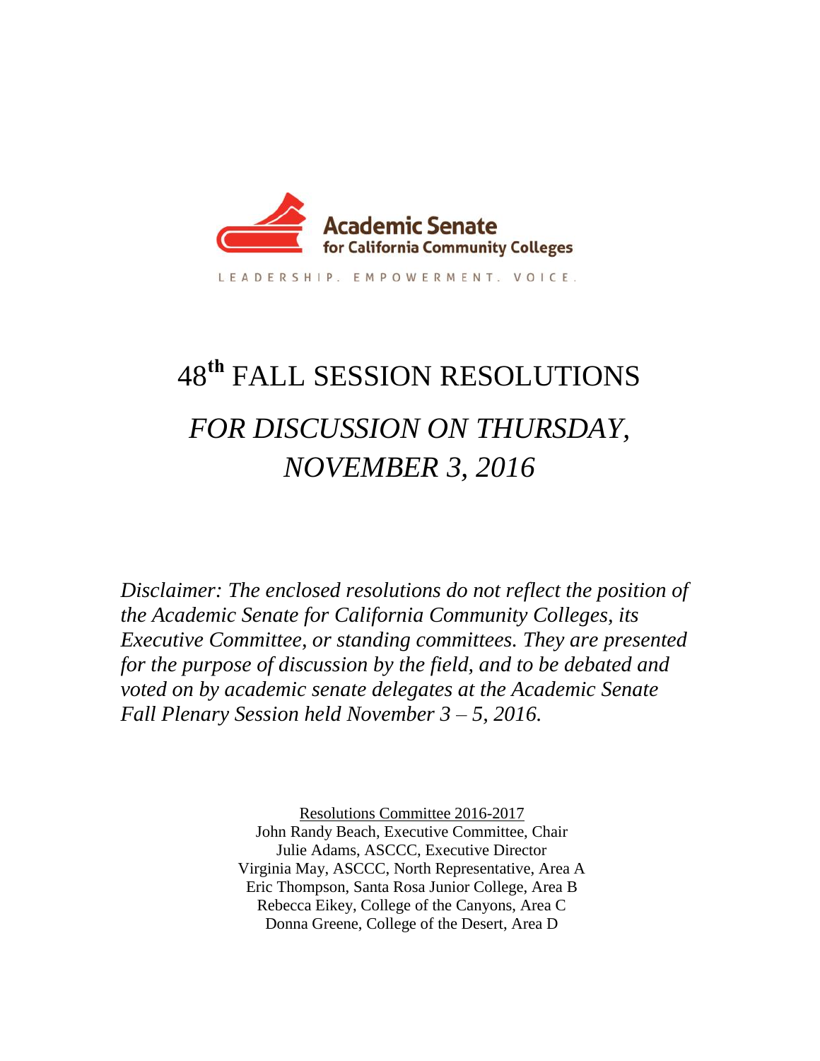Academic Senate for California Community Colleges

LEADERSHIP. EMPOWERMENT. VOICE.

# 48th FALL SESSION RESOLUTIONS

## *FOR DISCUSSION ON THURSDAY, NOVEMBER 3, 2016*

*Disclaimer: The enclosed resolutions do not reflect the position of the Academic Senate for California Community Colleges, its Executive Committee, or standing committees. They are presented for the purpose of discussion by the field, and to be debated and voted on by academic senate delegates at the Academic Senate Fall Plenary Session held November 3 – 5, 2016.*

Resolutions Committee 2016-2017
John Randy Beach, Executive Committee, Chair
Julie Adams, ASCCC, Executive Director
Virginia May, ASCCC, North Representative, Area A
Eric Thompson, Santa Rosa Junior College, Area B
Rebecca Eikey, College of the Canyons, Area C
Donna Greene, College of the Desert, Area D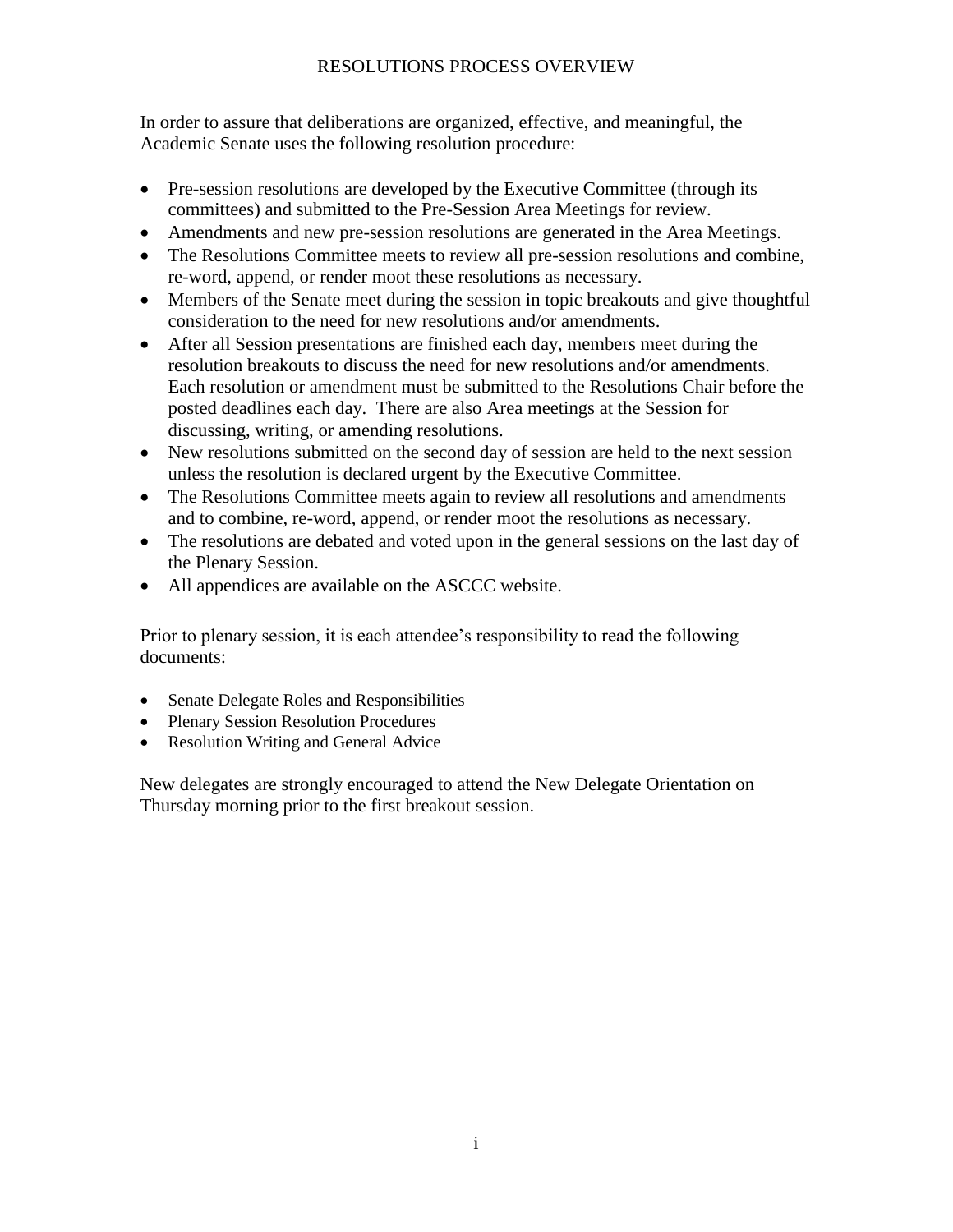# RESOLUTIONS PROCESS OVERVIEW

In order to assure that deliberations are organized, effective, and meaningful, the Academic Senate uses the following resolution procedure:

- Pre-session resolutions are developed by the Executive Committee (through its committees) and submitted to the Pre-Session Area Meetings for review.
- Amendments and new pre-session resolutions are generated in the Area Meetings.
- The Resolutions Committee meets to review all pre-session resolutions and combine, re-word, append, or render moot these resolutions as necessary.
- Members of the Senate meet during the session in topic breakouts and give thoughtful consideration to the need for new resolutions and/or amendments.
- After all Session presentations are finished each day, members meet during the resolution breakouts to discuss the need for new resolutions and/or amendments. Each resolution or amendment must be submitted to the Resolutions Chair before the posted deadlines each day. There are also Area meetings at the Session for discussing, writing, or amending resolutions.
- New resolutions submitted on the second day of session are held to the next session unless the resolution is declared urgent by the Executive Committee.
- The Resolutions Committee meets again to review all resolutions and amendments and to combine, re-word, append, or render moot the resolutions as necessary.
- The resolutions are debated and voted upon in the general sessions on the last day of the Plenary Session.
- All appendices are available on the ASCCC website.

Prior to plenary session, it is each attendee's responsibility to read the following documents:

- Senate Delegate Roles and Responsibilities
- Plenary Session Resolution Procedures
- Resolution Writing and General Advice

New delegates are strongly encouraged to attend the New Delegate Orientation on Thursday morning prior to the first breakout session.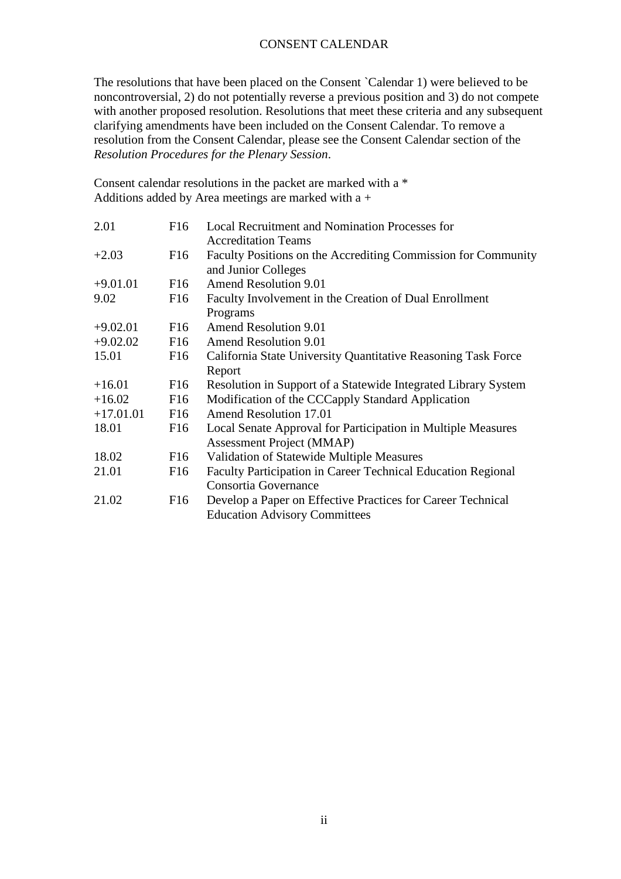# CONSENT CALENDAR

The resolutions that have been placed on the Consent `Calendar 1) were believed to be noncontroversial, 2) do not potentially reverse a previous position and 3) do not compete with another proposed resolution. Resolutions that meet these criteria and any subsequent clarifying amendments have been included on the Consent Calendar. To remove a resolution from the Consent Calendar, please see the Consent Calendar section of the *Resolution Procedures for the Plenary Session*.

Consent calendar resolutions in the packet are marked with a *
Additions added by Area meetings are marked with a +

| | | |
|---|---|---|
| 2.01 | F16 | Local Recruitment and Nomination Processes for Accreditation Teams |
| +2.03 | F16 | Faculty Positions on the Accrediting Commission for Community and Junior Colleges |
| +9.01.01 | F16 | Amend Resolution 9.01 |
| 9.02 | F16 | Faculty Involvement in the Creation of Dual Enrollment Programs |
| +9.02.01 | F16 | Amend Resolution 9.01 |
| +9.02.02 | F16 | Amend Resolution 9.01 |
| 15.01 | F16 | California State University Quantitative Reasoning Task Force Report |
| +16.01 | F16 | Resolution in Support of a Statewide Integrated Library System |
| +16.02 | F16 | Modification of the CCCapply Standard Application |
| +17.01.01 | F16 | Amend Resolution 17.01 |
| 18.01 | F16 | Local Senate Approval for Participation in Multiple Measures Assessment Project (MMAP) |
| 18.02 | F16 | Validation of Statewide Multiple Measures |
| 21.01 | F16 | Faculty Participation in Career Technical Education Regional Consortia Governance |
| 21.02 | F16 | Develop a Paper on Effective Practices for Career Technical Education Advisory Committees |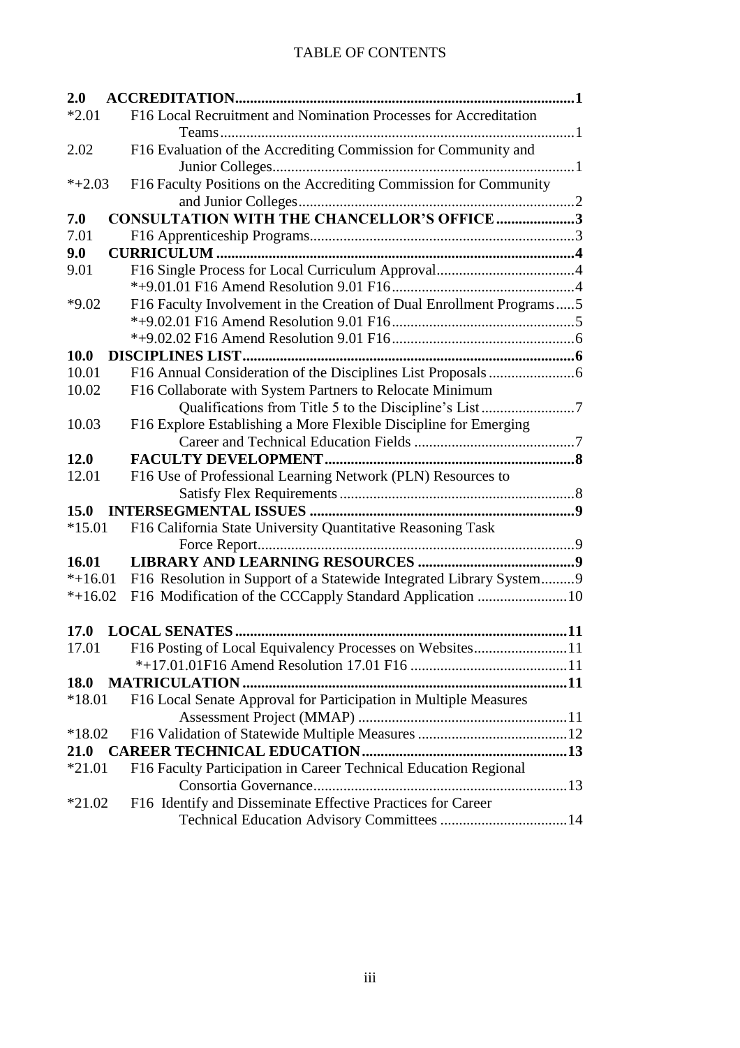# TABLE OF CONTENTS

**2.0 ACCREDITATION** ........................................................ **1**

*2.01 F16 Local Recruitment and Nomination Processes for Accreditation Teams ........................................................ 1

2.02 F16 Evaluation of the Accrediting Commission for Community and Junior Colleges ........................................................ 1

*+2.03 F16 Faculty Positions on the Accrediting Commission for Community and Junior Colleges ........................................................ 2

**7.0 CONSULTATION WITH THE CHANCELLOR'S OFFICE** ........................................................ **3**

7.01 F16 Apprenticeship Programs ........................................................ 3

**9.0 CURRICULUM** ........................................................ **4**

9.01 F16 Single Process for Local Curriculum Approval ........................................................ 4

*+9.01.01 F16 Amend Resolution 9.01 F16 ........................................................ 4

*9.02 F16 Faculty Involvement in the Creation of Dual Enrollment Programs ..... 5

*+9.02.01 F16 Amend Resolution 9.01 F16 ........................................................ 5

*+9.02.02 F16 Amend Resolution 9.01 F16 ........................................................ 6

**10.0 DISCIPLINES LIST** ........................................................ **6**

10.01 F16 Annual Consideration of the Disciplines List Proposals ........................................................ 6

10.02 F16 Collaborate with System Partners to Relocate Minimum Qualifications from Title 5 to the Discipline's List ........................................................ 7

10.03 F16 Explore Establishing a More Flexible Discipline for Emerging Career and Technical Education Fields ........................................................ 7

**12.0 FACULTY DEVELOPMENT** ........................................................ **8**

12.01 F16 Use of Professional Learning Network (PLN) Resources to Satisfy Flex Requirements ........................................................ 8

**15.0 INTERSEGMENTAL ISSUES** ........................................................ **9**

*15.01 F16 California State University Quantitative Reasoning Task Force Report ........................................................ 9

**16.01 LIBRARY AND LEARNING RESOURCES** ........................................................ **9**

*+16.01 F16 Resolution in Support of a Statewide Integrated Library System ......... 9

*+16.02 F16 Modification of the CCCapply Standard Application ........................................................ 10

**17.0 LOCAL SENATES** ........................................................ **11**

17.01 F16 Posting of Local Equivalency Processes on Websites ........................................................ 11

*+17.01.01F16 Amend Resolution 17.01 F16 ........................................................ 11

**18.0 MATRICULATION** ........................................................ **11**

*18.01 F16 Local Senate Approval for Participation in Multiple Measures Assessment Project (MMAP) ........................................................ 11

*18.02 F16 Validation of Statewide Multiple Measures ........................................................ 12

**21.0 CAREER TECHNICAL EDUCATION** ........................................................ **13**

*21.01 F16 Faculty Participation in Career Technical Education Regional Consortia Governance ........................................................ 13

*21.02 F16 Identify and Disseminate Effective Practices for Career Technical Education Advisory Committees ........................................................ 14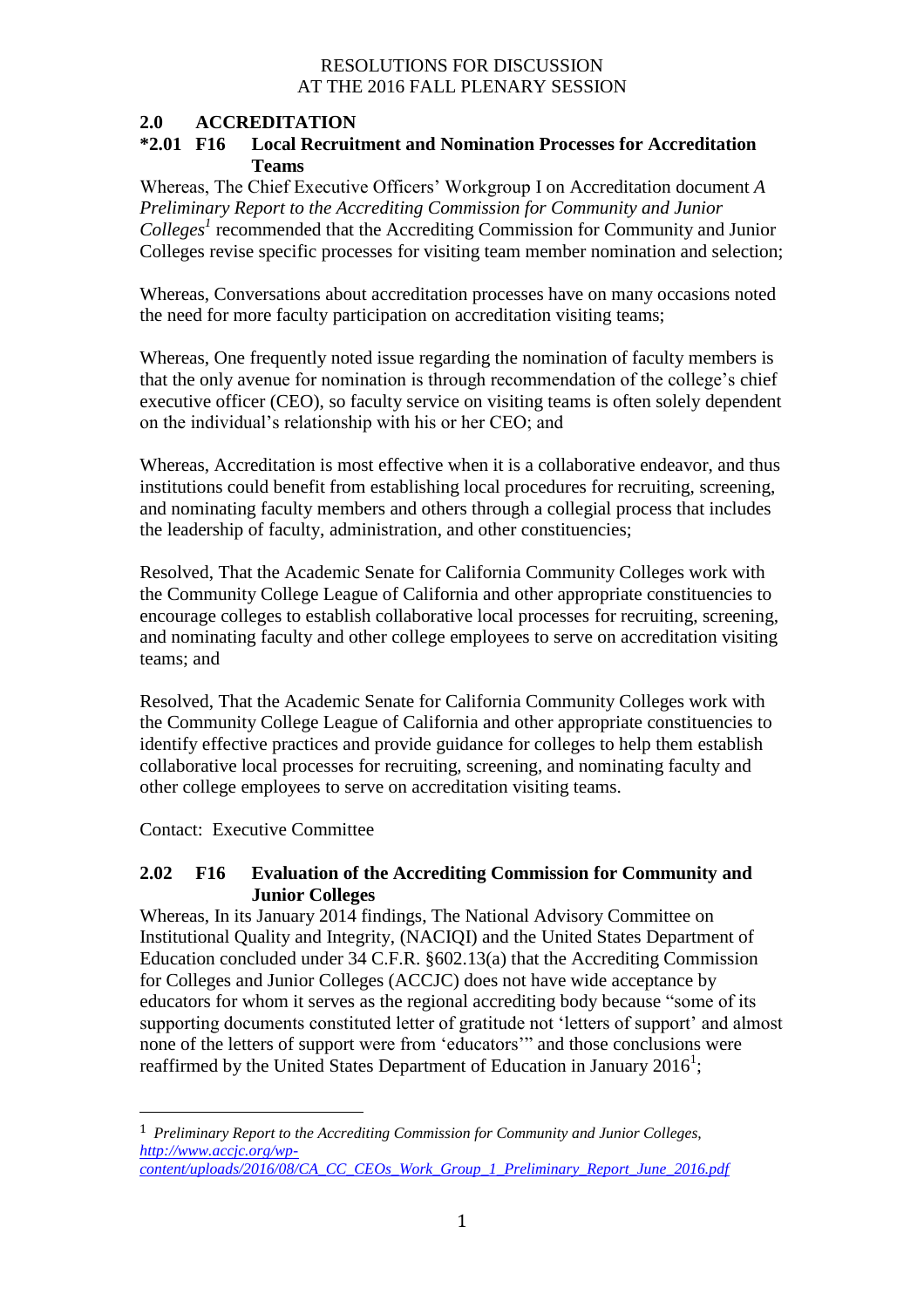RESOLUTIONS FOR DISCUSSION
AT THE 2016 FALL PLENARY SESSION

## 2.0 ACCREDITATION

### *2.01 F16 Local Recruitment and Nomination Processes for Accreditation Teams

Whereas, The Chief Executive Officers' Workgroup I on Accreditation document *A Preliminary Report to the Accrediting Commission for Community and Junior Colleges*[1] recommended that the Accrediting Commission for Community and Junior Colleges revise specific processes for visiting team member nomination and selection;

Whereas, Conversations about accreditation processes have on many occasions noted the need for more faculty participation on accreditation visiting teams;

Whereas, One frequently noted issue regarding the nomination of faculty members is that the only avenue for nomination is through recommendation of the college's chief executive officer (CEO), so faculty service on visiting teams is often solely dependent on the individual's relationship with his or her CEO; and

Whereas, Accreditation is most effective when it is a collaborative endeavor, and thus institutions could benefit from establishing local procedures for recruiting, screening, and nominating faculty members and others through a collegial process that includes the leadership of faculty, administration, and other constituencies;

Resolved, That the Academic Senate for California Community Colleges work with the Community College League of California and other appropriate constituencies to encourage colleges to establish collaborative local processes for recruiting, screening, and nominating faculty and other college employees to serve on accreditation visiting teams; and

Resolved, That the Academic Senate for California Community Colleges work with the Community College League of California and other appropriate constituencies to identify effective practices and provide guidance for colleges to help them establish collaborative local processes for recruiting, screening, and nominating faculty and other college employees to serve on accreditation visiting teams.

Contact: Executive Committee

### 2.02 F16 Evaluation of the Accrediting Commission for Community and Junior Colleges

Whereas, In its January 2014 findings, The National Advisory Committee on Institutional Quality and Integrity, (NACIQI) and the United States Department of Education concluded under 34 C.F.R. §602.13(a) that the Accrediting Commission for Colleges and Junior Colleges (ACCJC) does not have wide acceptance by educators for whom it serves as the regional accrediting body because "some of its supporting documents constituted letter of gratitude not 'letters of support' and almost none of the letters of support were from 'educators'" and those conclusions were reaffirmed by the United States Department of Education in January 2016[1];

---

[1] *Preliminary Report to the Accrediting Commission for Community and Junior Colleges,* http://www.accjc.org/wp-content/uploads/2016/08/CA_CC_CEOs_Work_Group_1_Preliminary_Report_June_2016.pdf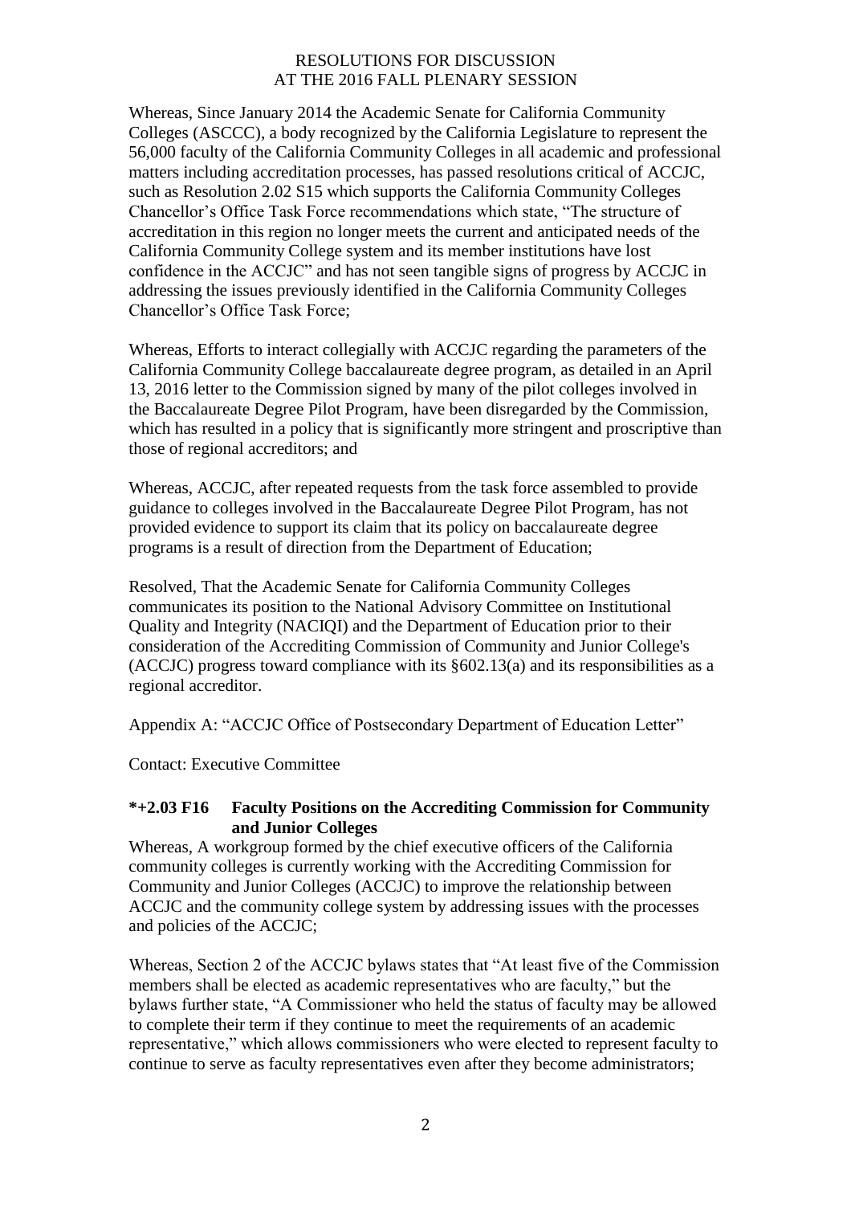Whereas, Since January 2014 the Academic Senate for California Community Colleges (ASCCC), a body recognized by the California Legislature to represent the 56,000 faculty of the California Community Colleges in all academic and professional matters including accreditation processes, has passed resolutions critical of ACCJC, such as Resolution 2.02 S15 which supports the California Community Colleges Chancellor's Office Task Force recommendations which state, "The structure of accreditation in this region no longer meets the current and anticipated needs of the California Community College system and its member institutions have lost confidence in the ACCJC" and has not seen tangible signs of progress by ACCJC in addressing the issues previously identified in the California Community Colleges Chancellor's Office Task Force;

Whereas, Efforts to interact collegially with ACCJC regarding the parameters of the California Community College baccalaureate degree program, as detailed in an April 13, 2016 letter to the Commission signed by many of the pilot colleges involved in the Baccalaureate Degree Pilot Program, have been disregarded by the Commission, which has resulted in a policy that is significantly more stringent and proscriptive than those of regional accreditors; and

Whereas, ACCJC, after repeated requests from the task force assembled to provide guidance to colleges involved in the Baccalaureate Degree Pilot Program, has not provided evidence to support its claim that its policy on baccalaureate degree programs is a result of direction from the Department of Education;

Resolved, That the Academic Senate for California Community Colleges communicates its position to the National Advisory Committee on Institutional Quality and Integrity (NACIQI) and the Department of Education prior to their consideration of the Accrediting Commission of Community and Junior College's (ACCJC) progress toward compliance with its §602.13(a) and its responsibilities as a regional accreditor.

Appendix A: "ACCJC Office of Postsecondary Department of Education Letter"

Contact: Executive Committee

### *+2.03 F16 Faculty Positions on the Accrediting Commission for Community and Junior Colleges

Whereas, A workgroup formed by the chief executive officers of the California community colleges is currently working with the Accrediting Commission for Community and Junior Colleges (ACCJC) to improve the relationship between ACCJC and the community college system by addressing issues with the processes and policies of the ACCJC;

Whereas, Section 2 of the ACCJC bylaws states that "At least five of the Commission members shall be elected as academic representatives who are faculty," but the bylaws further state, "A Commissioner who held the status of faculty may be allowed to complete their term if they continue to meet the requirements of an academic representative," which allows commissioners who were elected to represent faculty to continue to serve as faculty representatives even after they become administrators;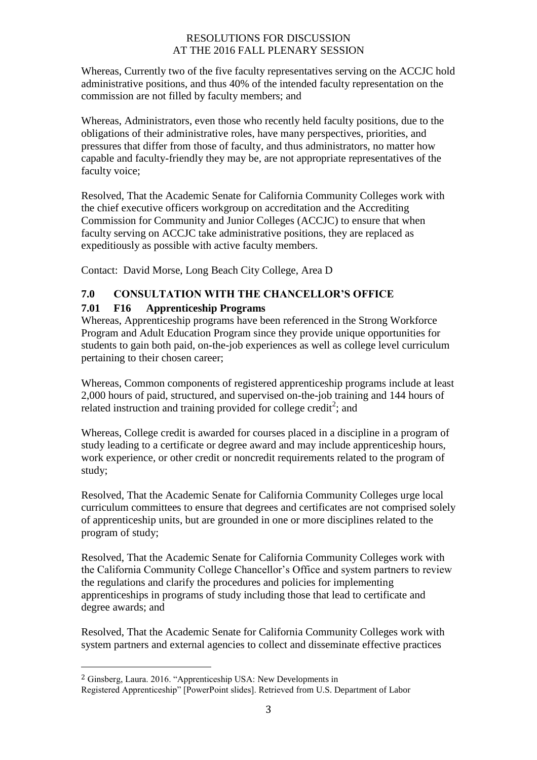Whereas, Currently two of the five faculty representatives serving on the ACCJC hold administrative positions, and thus 40% of the intended faculty representation on the commission are not filled by faculty members; and

Whereas, Administrators, even those who recently held faculty positions, due to the obligations of their administrative roles, have many perspectives, priorities, and pressures that differ from those of faculty, and thus administrators, no matter how capable and faculty-friendly they may be, are not appropriate representatives of the faculty voice;

Resolved, That the Academic Senate for California Community Colleges work with the chief executive officers workgroup on accreditation and the Accrediting Commission for Community and Junior Colleges (ACCJC) to ensure that when faculty serving on ACCJC take administrative positions, they are replaced as expeditiously as possible with active faculty members.

Contact: David Morse, Long Beach City College, Area D

## 7.0 CONSULTATION WITH THE CHANCELLOR'S OFFICE

### 7.01 F16 Apprenticeship Programs

Whereas, Apprenticeship programs have been referenced in the Strong Workforce Program and Adult Education Program since they provide unique opportunities for students to gain both paid, on-the-job experiences as well as college level curriculum pertaining to their chosen career;

Whereas, Common components of registered apprenticeship programs include at least 2,000 hours of paid, structured, and supervised on-the-job training and 144 hours of related instruction and training provided for college credit[2]; and

Whereas, College credit is awarded for courses placed in a discipline in a program of study leading to a certificate or degree award and may include apprenticeship hours, work experience, or other credit or noncredit requirements related to the program of study;

Resolved, That the Academic Senate for California Community Colleges urge local curriculum committees to ensure that degrees and certificates are not comprised solely of apprenticeship units, but are grounded in one or more disciplines related to the program of study;

Resolved, That the Academic Senate for California Community Colleges work with the California Community College Chancellor's Office and system partners to review the regulations and clarify the procedures and policies for implementing apprenticeships in programs of study including those that lead to certificate and degree awards; and

Resolved, That the Academic Senate for California Community Colleges work with system partners and external agencies to collect and disseminate effective practices

[2] Ginsberg, Laura. 2016. "Apprenticeship USA: New Developments in Registered Apprenticeship" [PowerPoint slides]. Retrieved from U.S. Department of Labor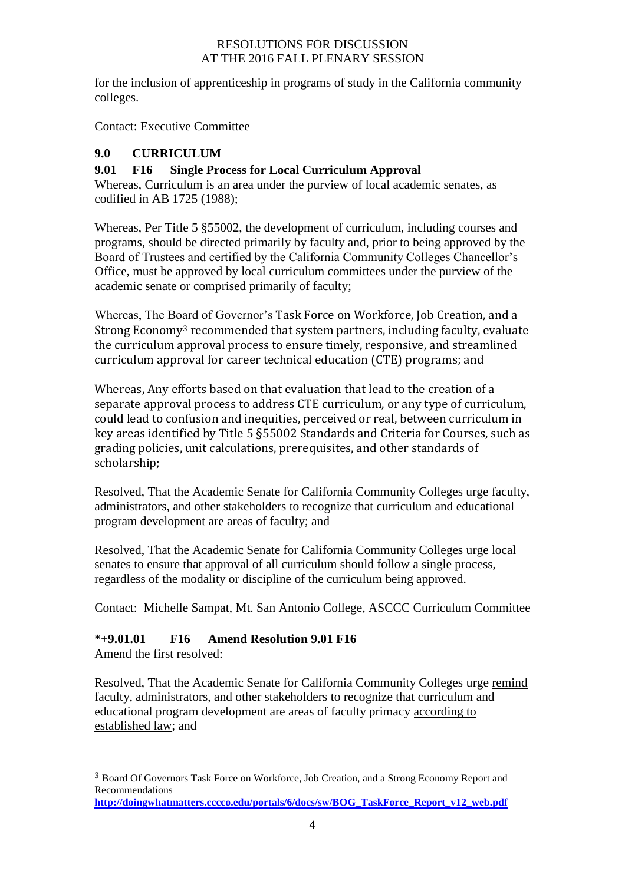for the inclusion of apprenticeship in programs of study in the California community colleges.

Contact: Executive Committee

## 9.0 CURRICULUM

### 9.01 F16 Single Process for Local Curriculum Approval

Whereas, Curriculum is an area under the purview of local academic senates, as codified in AB 1725 (1988);

Whereas, Per Title 5 §55002, the development of curriculum, including courses and programs, should be directed primarily by faculty and, prior to being approved by the Board of Trustees and certified by the California Community Colleges Chancellor's Office, must be approved by local curriculum committees under the purview of the academic senate or comprised primarily of faculty;

Whereas, The Board of Governor's Task Force on Workforce, Job Creation, and a Strong Economy[3] recommended that system partners, including faculty, evaluate the curriculum approval process to ensure timely, responsive, and streamlined curriculum approval for career technical education (CTE) programs; and

Whereas, Any efforts based on that evaluation that lead to the creation of a separate approval process to address CTE curriculum, or any type of curriculum, could lead to confusion and inequities, perceived or real, between curriculum in key areas identified by Title 5 §55002 Standards and Criteria for Courses, such as grading policies, unit calculations, prerequisites, and other standards of scholarship;

Resolved, That the Academic Senate for California Community Colleges urge faculty, administrators, and other stakeholders to recognize that curriculum and educational program development are areas of faculty; and

Resolved, That the Academic Senate for California Community Colleges urge local senates to ensure that approval of all curriculum should follow a single process, regardless of the modality or discipline of the curriculum being approved.

Contact: Michelle Sampat, Mt. San Antonio College, ASCCC Curriculum Committee

### *+9.01.01 F16 Amend Resolution 9.01 F16

Amend the first resolved:

Resolved, That the Academic Senate for California Community Colleges ~~urge~~ <u>remind</u> faculty, administrators, and other stakeholders ~~to recognize~~ that curriculum and educational program development are areas of faculty primacy <u>according to established law</u>; and

---

[3] Board Of Governors Task Force on Workforce, Job Creation, and a Strong Economy Report and Recommendations **http://doingwhatmatters.cccco.edu/portals/6/docs/sw/BOG_TaskForce_Report_v12_web.pdf**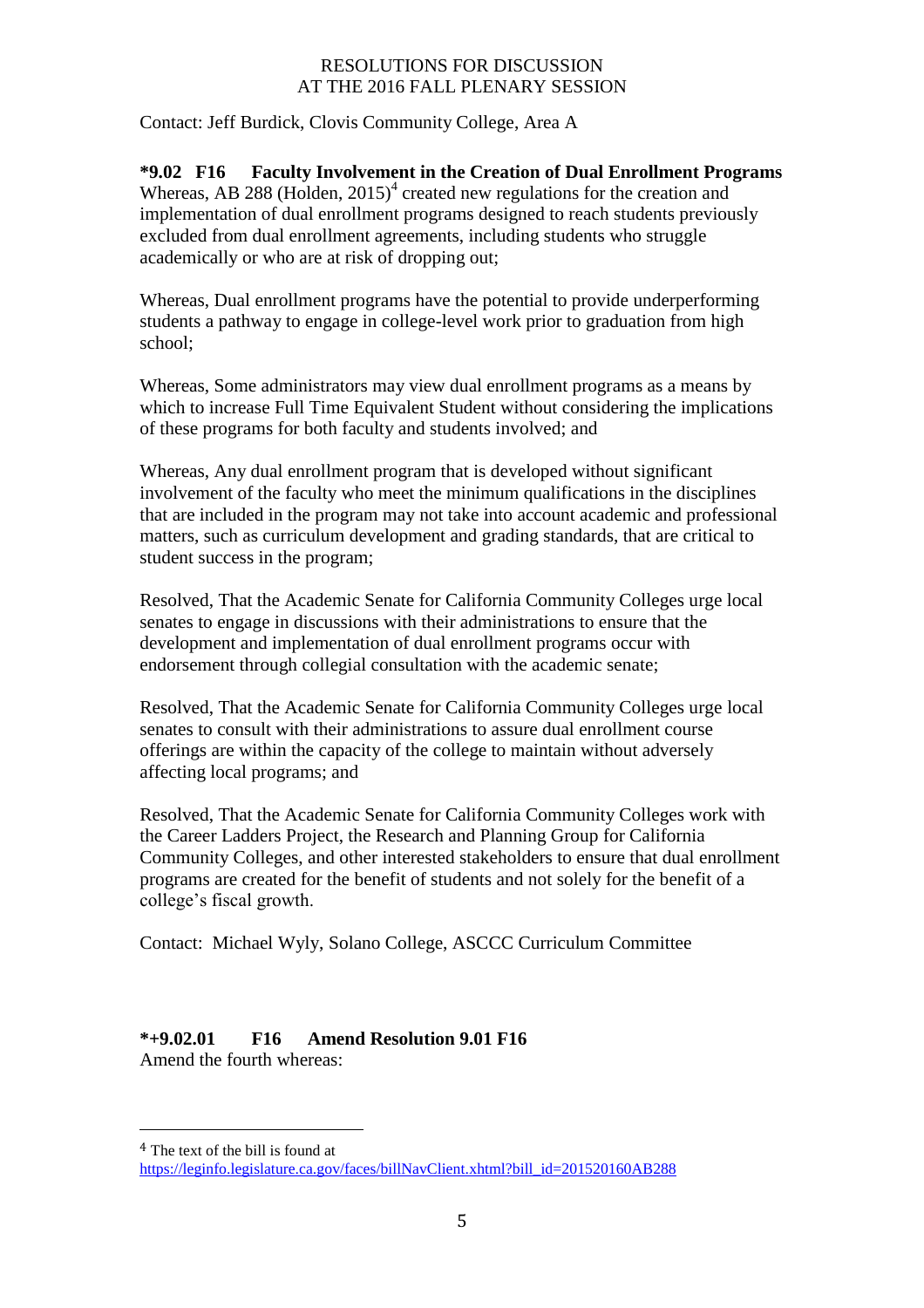Contact: Jeff Burdick, Clovis Community College, Area A

**\*9.02 F16 Faculty Involvement in the Creation of Dual Enrollment Programs**

Whereas, AB 288 (Holden, 2015)[4] created new regulations for the creation and implementation of dual enrollment programs designed to reach students previously excluded from dual enrollment agreements, including students who struggle academically or who are at risk of dropping out;

Whereas, Dual enrollment programs have the potential to provide underperforming students a pathway to engage in college-level work prior to graduation from high school;

Whereas, Some administrators may view dual enrollment programs as a means by which to increase Full Time Equivalent Student without considering the implications of these programs for both faculty and students involved; and

Whereas, Any dual enrollment program that is developed without significant involvement of the faculty who meet the minimum qualifications in the disciplines that are included in the program may not take into account academic and professional matters, such as curriculum development and grading standards, that are critical to student success in the program;

Resolved, That the Academic Senate for California Community Colleges urge local senates to engage in discussions with their administrations to ensure that the development and implementation of dual enrollment programs occur with endorsement through collegial consultation with the academic senate;

Resolved, That the Academic Senate for California Community Colleges urge local senates to consult with their administrations to assure dual enrollment course offerings are within the capacity of the college to maintain without adversely affecting local programs; and

Resolved, That the Academic Senate for California Community Colleges work with the Career Ladders Project, the Research and Planning Group for California Community Colleges, and other interested stakeholders to ensure that dual enrollment programs are created for the benefit of students and not solely for the benefit of a college's fiscal growth.

Contact: Michael Wyly, Solano College, ASCCC Curriculum Committee

**\*+9.02.01 F16 Amend Resolution 9.01 F16**

Amend the fourth whereas:

---

[4] The text of the bill is found at https://leginfo.legislature.ca.gov/faces/billNavClient.xhtml?bill_id=201520160AB288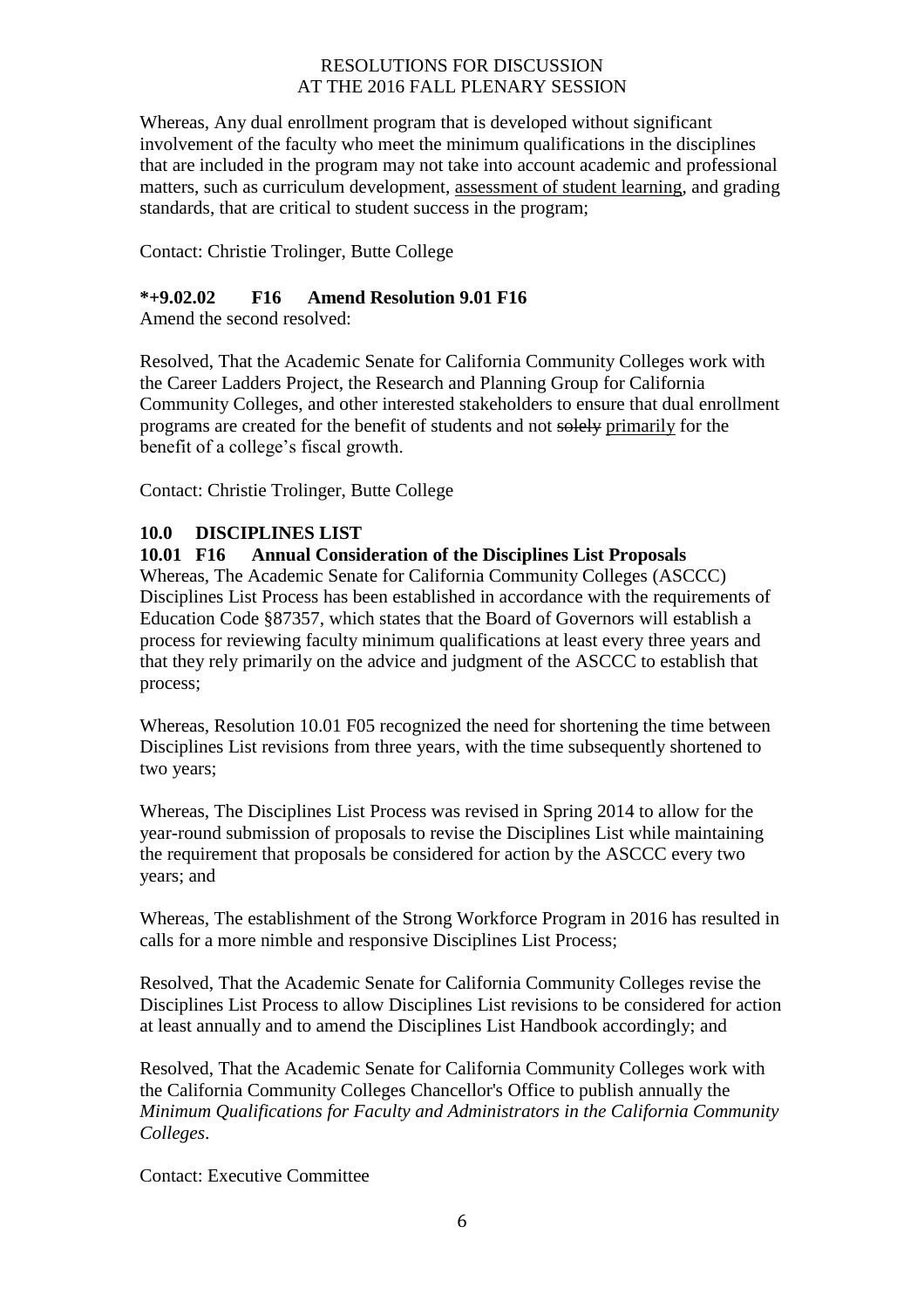Whereas, Any dual enrollment program that is developed without significant involvement of the faculty who meet the minimum qualifications in the disciplines that are included in the program may not take into account academic and professional matters, such as curriculum development, <u>assessment of student learning</u>, and grading standards, that are critical to student success in the program;

Contact: Christie Trolinger, Butte College

**\*+9.02.02 F16 Amend Resolution 9.01 F16**

Amend the second resolved:

Resolved, That the Academic Senate for California Community Colleges work with the Career Ladders Project, the Research and Planning Group for California Community Colleges, and other interested stakeholders to ensure that dual enrollment programs are created for the benefit of students and not ~~solely~~ <u>primarily</u> for the benefit of a college's fiscal growth.

Contact: Christie Trolinger, Butte College

## 10.0 DISCIPLINES LIST

### 10.01 F16 Annual Consideration of the Disciplines List Proposals

Whereas, The Academic Senate for California Community Colleges (ASCCC) Disciplines List Process has been established in accordance with the requirements of Education Code §87357, which states that the Board of Governors will establish a process for reviewing faculty minimum qualifications at least every three years and that they rely primarily on the advice and judgment of the ASCCC to establish that process;

Whereas, Resolution 10.01 F05 recognized the need for shortening the time between Disciplines List revisions from three years, with the time subsequently shortened to two years;

Whereas, The Disciplines List Process was revised in Spring 2014 to allow for the year-round submission of proposals to revise the Disciplines List while maintaining the requirement that proposals be considered for action by the ASCCC every two years; and

Whereas, The establishment of the Strong Workforce Program in 2016 has resulted in calls for a more nimble and responsive Disciplines List Process;

Resolved, That the Academic Senate for California Community Colleges revise the Disciplines List Process to allow Disciplines List revisions to be considered for action at least annually and to amend the Disciplines List Handbook accordingly; and

Resolved, That the Academic Senate for California Community Colleges work with the California Community Colleges Chancellor's Office to publish annually the *Minimum Qualifications for Faculty and Administrators in the California Community Colleges*.

Contact: Executive Committee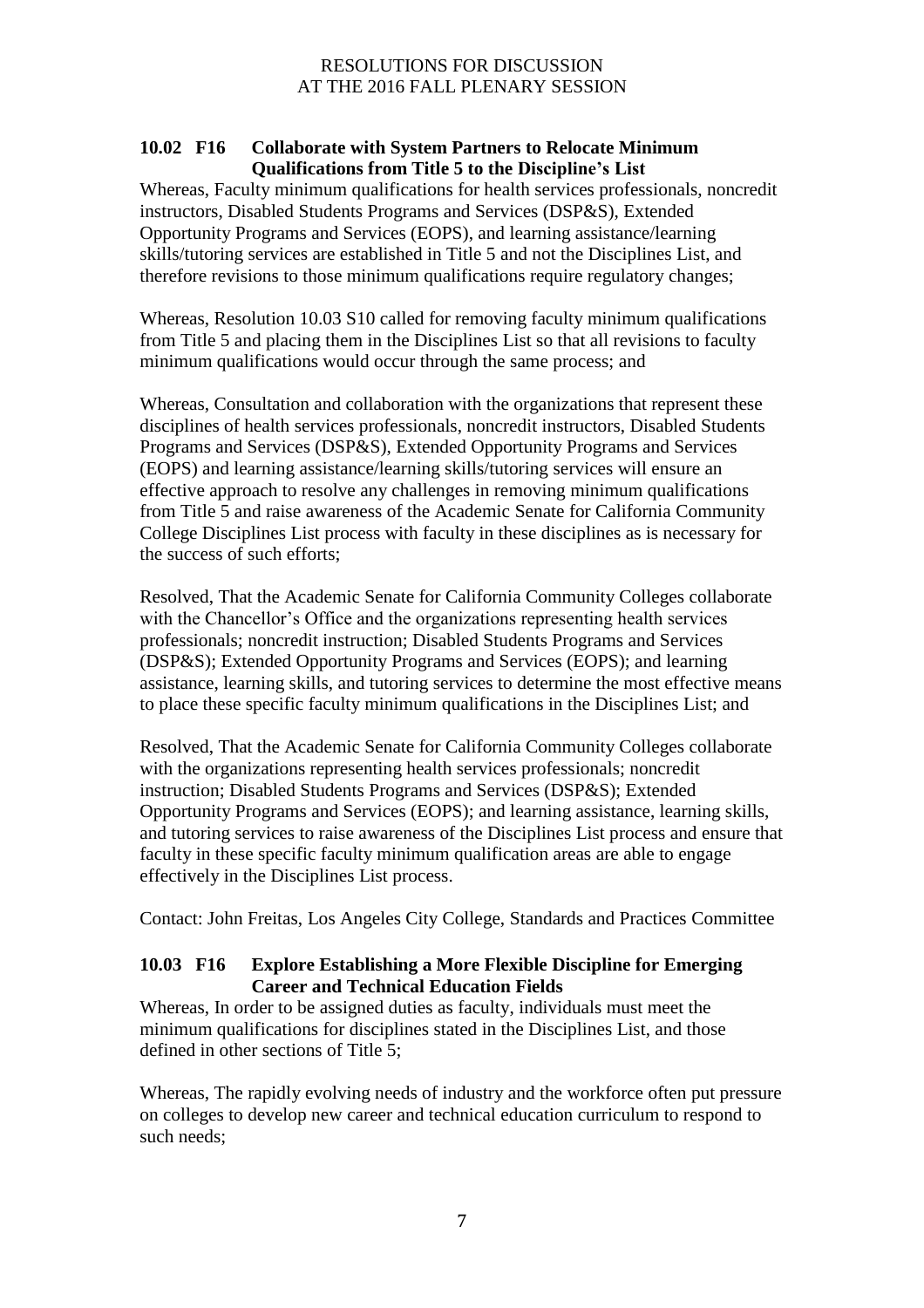### 10.02 F16 Collaborate with System Partners to Relocate Minimum Qualifications from Title 5 to the Discipline's List

Whereas, Faculty minimum qualifications for health services professionals, noncredit instructors, Disabled Students Programs and Services (DSP&S), Extended Opportunity Programs and Services (EOPS), and learning assistance/learning skills/tutoring services are established in Title 5 and not the Disciplines List, and therefore revisions to those minimum qualifications require regulatory changes;

Whereas, Resolution 10.03 S10 called for removing faculty minimum qualifications from Title 5 and placing them in the Disciplines List so that all revisions to faculty minimum qualifications would occur through the same process; and

Whereas, Consultation and collaboration with the organizations that represent these disciplines of health services professionals, noncredit instructors, Disabled Students Programs and Services (DSP&S), Extended Opportunity Programs and Services (EOPS) and learning assistance/learning skills/tutoring services will ensure an effective approach to resolve any challenges in removing minimum qualifications from Title 5 and raise awareness of the Academic Senate for California Community College Disciplines List process with faculty in these disciplines as is necessary for the success of such efforts;

Resolved, That the Academic Senate for California Community Colleges collaborate with the Chancellor's Office and the organizations representing health services professionals; noncredit instruction; Disabled Students Programs and Services (DSP&S); Extended Opportunity Programs and Services (EOPS); and learning assistance, learning skills, and tutoring services to determine the most effective means to place these specific faculty minimum qualifications in the Disciplines List; and

Resolved, That the Academic Senate for California Community Colleges collaborate with the organizations representing health services professionals; noncredit instruction; Disabled Students Programs and Services (DSP&S); Extended Opportunity Programs and Services (EOPS); and learning assistance, learning skills, and tutoring services to raise awareness of the Disciplines List process and ensure that faculty in these specific faculty minimum qualification areas are able to engage effectively in the Disciplines List process.

Contact: John Freitas, Los Angeles City College, Standards and Practices Committee

### 10.03 F16 Explore Establishing a More Flexible Discipline for Emerging Career and Technical Education Fields

Whereas, In order to be assigned duties as faculty, individuals must meet the minimum qualifications for disciplines stated in the Disciplines List, and those defined in other sections of Title 5;

Whereas, The rapidly evolving needs of industry and the workforce often put pressure on colleges to develop new career and technical education curriculum to respond to such needs;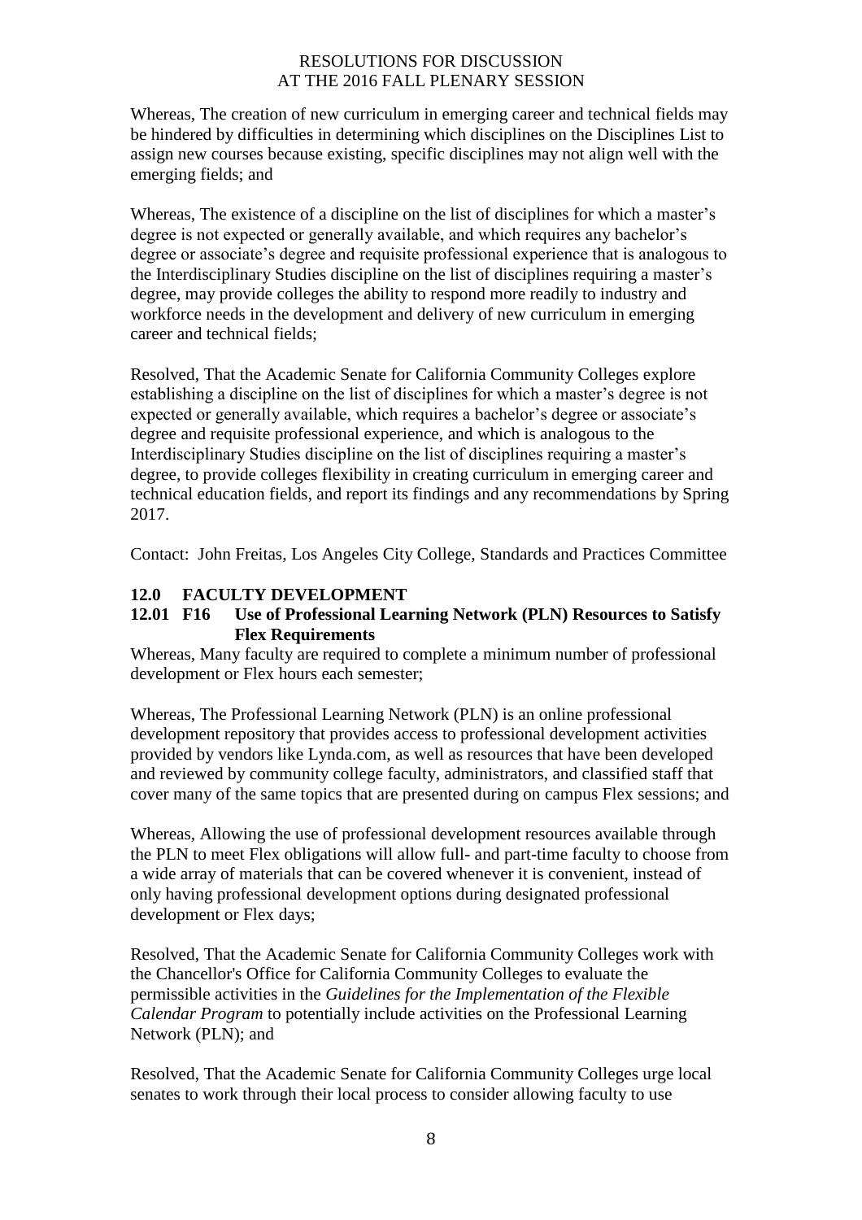Whereas, The creation of new curriculum in emerging career and technical fields may be hindered by difficulties in determining which disciplines on the Disciplines List to assign new courses because existing, specific disciplines may not align well with the emerging fields; and

Whereas, The existence of a discipline on the list of disciplines for which a master's degree is not expected or generally available, and which requires any bachelor's degree or associate's degree and requisite professional experience that is analogous to the Interdisciplinary Studies discipline on the list of disciplines requiring a master's degree, may provide colleges the ability to respond more readily to industry and workforce needs in the development and delivery of new curriculum in emerging career and technical fields;

Resolved, That the Academic Senate for California Community Colleges explore establishing a discipline on the list of disciplines for which a master's degree is not expected or generally available, which requires a bachelor's degree or associate's degree and requisite professional experience, and which is analogous to the Interdisciplinary Studies discipline on the list of disciplines requiring a master's degree, to provide colleges flexibility in creating curriculum in emerging career and technical education fields, and report its findings and any recommendations by Spring 2017.

Contact: John Freitas, Los Angeles City College, Standards and Practices Committee

## 12.0 FACULTY DEVELOPMENT

### 12.01 F16 Use of Professional Learning Network (PLN) Resources to Satisfy Flex Requirements

Whereas, Many faculty are required to complete a minimum number of professional development or Flex hours each semester;

Whereas, The Professional Learning Network (PLN) is an online professional development repository that provides access to professional development activities provided by vendors like Lynda.com, as well as resources that have been developed and reviewed by community college faculty, administrators, and classified staff that cover many of the same topics that are presented during on campus Flex sessions; and

Whereas, Allowing the use of professional development resources available through the PLN to meet Flex obligations will allow full- and part-time faculty to choose from a wide array of materials that can be covered whenever it is convenient, instead of only having professional development options during designated professional development or Flex days;

Resolved, That the Academic Senate for California Community Colleges work with the Chancellor's Office for California Community Colleges to evaluate the permissible activities in the *Guidelines for the Implementation of the Flexible Calendar Program* to potentially include activities on the Professional Learning Network (PLN); and

Resolved, That the Academic Senate for California Community Colleges urge local senates to work through their local process to consider allowing faculty to use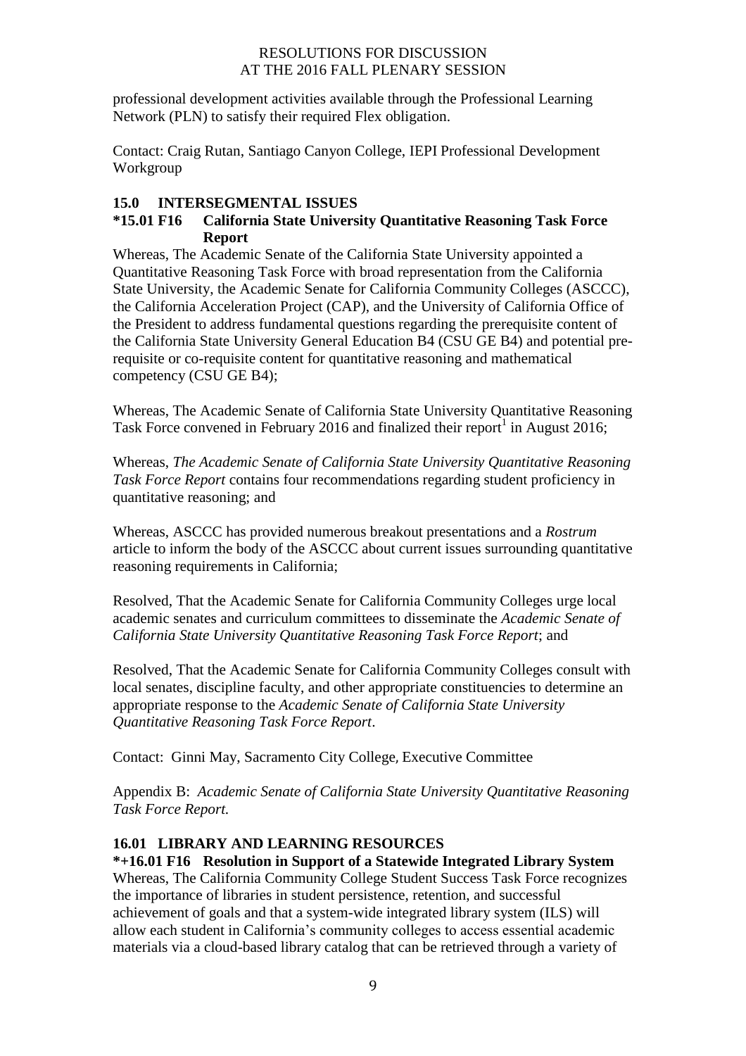professional development activities available through the Professional Learning Network (PLN) to satisfy their required Flex obligation.

Contact: Craig Rutan, Santiago Canyon College, IEPI Professional Development Workgroup

## 15.0 INTERSEGMENTAL ISSUES

### *15.01 F16 California State University Quantitative Reasoning Task Force Report

Whereas, The Academic Senate of the California State University appointed a Quantitative Reasoning Task Force with broad representation from the California State University, the Academic Senate for California Community Colleges (ASCCC), the California Acceleration Project (CAP), and the University of California Office of the President to address fundamental questions regarding the prerequisite content of the California State University General Education B4 (CSU GE B4) and potential pre-requisite or co-requisite content for quantitative reasoning and mathematical competency (CSU GE B4);

Whereas, The Academic Senate of California State University Quantitative Reasoning Task Force convened in February 2016 and finalized their report[1] in August 2016;

Whereas, *The Academic Senate of California State University Quantitative Reasoning Task Force Report* contains four recommendations regarding student proficiency in quantitative reasoning; and

Whereas, ASCCC has provided numerous breakout presentations and a *Rostrum* article to inform the body of the ASCCC about current issues surrounding quantitative reasoning requirements in California;

Resolved, That the Academic Senate for California Community Colleges urge local academic senates and curriculum committees to disseminate the *Academic Senate of California State University Quantitative Reasoning Task Force Report*; and

Resolved, That the Academic Senate for California Community Colleges consult with local senates, discipline faculty, and other appropriate constituencies to determine an appropriate response to the *Academic Senate of California State University Quantitative Reasoning Task Force Report*.

Contact: Ginni May, Sacramento City College, Executive Committee

Appendix B: *Academic Senate of California State University Quantitative Reasoning Task Force Report.*

## 16.01 LIBRARY AND LEARNING RESOURCES

### *+16.01 F16 Resolution in Support of a Statewide Integrated Library System

Whereas, The California Community College Student Success Task Force recognizes the importance of libraries in student persistence, retention, and successful achievement of goals and that a system-wide integrated library system (ILS) will allow each student in California's community colleges to access essential academic materials via a cloud-based library catalog that can be retrieved through a variety of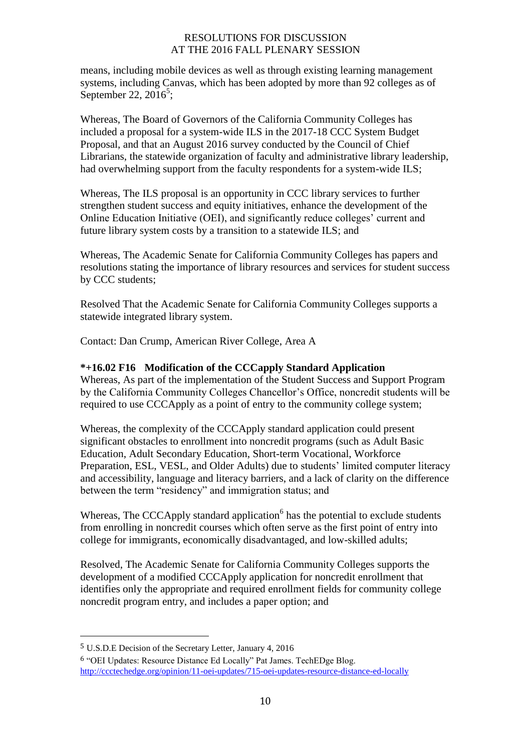means, including mobile devices as well as through existing learning management systems, including Canvas, which has been adopted by more than 92 colleges as of September 22, 2016[5];

Whereas, The Board of Governors of the California Community Colleges has included a proposal for a system-wide ILS in the 2017-18 CCC System Budget Proposal, and that an August 2016 survey conducted by the Council of Chief Librarians, the statewide organization of faculty and administrative library leadership, had overwhelming support from the faculty respondents for a system-wide ILS;

Whereas, The ILS proposal is an opportunity in CCC library services to further strengthen student success and equity initiatives, enhance the development of the Online Education Initiative (OEI), and significantly reduce colleges' current and future library system costs by a transition to a statewide ILS; and

Whereas, The Academic Senate for California Community Colleges has papers and resolutions stating the importance of library resources and services for student success by CCC students;

Resolved That the Academic Senate for California Community Colleges supports a statewide integrated library system.

Contact: Dan Crump, American River College, Area A

**\*+16.02 F16 Modification of the CCCapply Standard Application**

Whereas, As part of the implementation of the Student Success and Support Program by the California Community Colleges Chancellor's Office, noncredit students will be required to use CCCApply as a point of entry to the community college system;

Whereas, the complexity of the CCCApply standard application could present significant obstacles to enrollment into noncredit programs (such as Adult Basic Education, Adult Secondary Education, Short-term Vocational, Workforce Preparation, ESL, VESL, and Older Adults) due to students' limited computer literacy and accessibility, language and literacy barriers, and a lack of clarity on the difference between the term "residency" and immigration status; and

Whereas, The CCCApply standard application[6] has the potential to exclude students from enrolling in noncredit courses which often serve as the first point of entry into college for immigrants, economically disadvantaged, and low-skilled adults;

Resolved, The Academic Senate for California Community Colleges supports the development of a modified CCCApply application for noncredit enrollment that identifies only the appropriate and required enrollment fields for community college noncredit program entry, and includes a paper option; and

---

[5] U.S.D.E Decision of the Secretary Letter, January 4, 2016

[6] "OEI Updates: Resource Distance Ed Locally" Pat James. TechEDge Blog. http://ccctechedge.org/opinion/11-oei-updates/715-oei-updates-resource-distance-ed-locally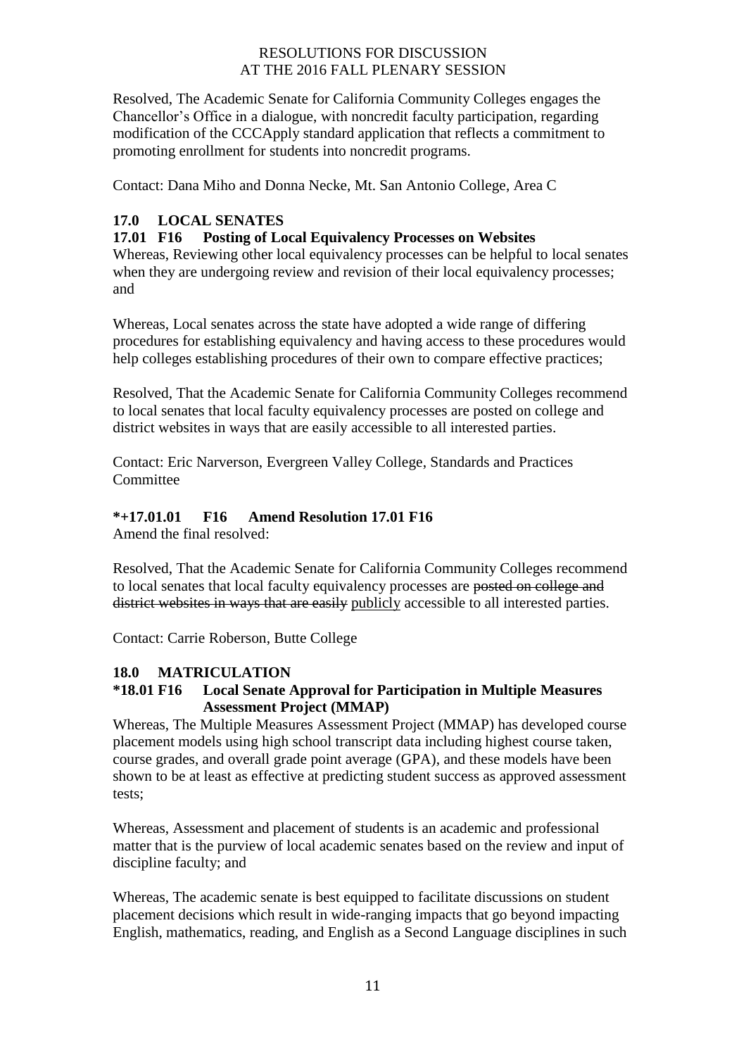Resolved, The Academic Senate for California Community Colleges engages the Chancellor's Office in a dialogue, with noncredit faculty participation, regarding modification of the CCCApply standard application that reflects a commitment to promoting enrollment for students into noncredit programs.

Contact: Dana Miho and Donna Necke, Mt. San Antonio College, Area C

## 17.0 LOCAL SENATES

### 17.01 F16 Posting of Local Equivalency Processes on Websites

Whereas, Reviewing other local equivalency processes can be helpful to local senates when they are undergoing review and revision of their local equivalency processes; and

Whereas, Local senates across the state have adopted a wide range of differing procedures for establishing equivalency and having access to these procedures would help colleges establishing procedures of their own to compare effective practices;

Resolved, That the Academic Senate for California Community Colleges recommend to local senates that local faculty equivalency processes are posted on college and district websites in ways that are easily accessible to all interested parties.

Contact: Eric Narverson, Evergreen Valley College, Standards and Practices Committee

### *+17.01.01 F16 Amend Resolution 17.01 F16

Amend the final resolved:

Resolved, That the Academic Senate for California Community Colleges recommend to local senates that local faculty equivalency processes are ~~posted on college and district websites in ways that are easily~~ <u>publicly</u> accessible to all interested parties.

Contact: Carrie Roberson, Butte College

## 18.0 MATRICULATION

### *18.01 F16 Local Senate Approval for Participation in Multiple Measures Assessment Project (MMAP)

Whereas, The Multiple Measures Assessment Project (MMAP) has developed course placement models using high school transcript data including highest course taken, course grades, and overall grade point average (GPA), and these models have been shown to be at least as effective at predicting student success as approved assessment tests;

Whereas, Assessment and placement of students is an academic and professional matter that is the purview of local academic senates based on the review and input of discipline faculty; and

Whereas, The academic senate is best equipped to facilitate discussions on student placement decisions which result in wide-ranging impacts that go beyond impacting English, mathematics, reading, and English as a Second Language disciplines in such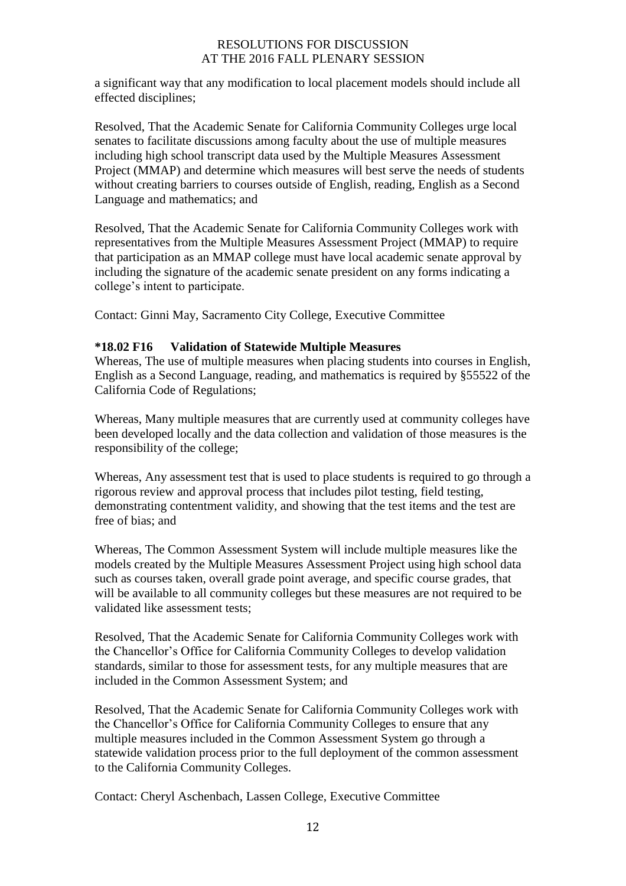a significant way that any modification to local placement models should include all effected disciplines;

Resolved, That the Academic Senate for California Community Colleges urge local senates to facilitate discussions among faculty about the use of multiple measures including high school transcript data used by the Multiple Measures Assessment Project (MMAP) and determine which measures will best serve the needs of students without creating barriers to courses outside of English, reading, English as a Second Language and mathematics; and

Resolved, That the Academic Senate for California Community Colleges work with representatives from the Multiple Measures Assessment Project (MMAP) to require that participation as an MMAP college must have local academic senate approval by including the signature of the academic senate president on any forms indicating a college's intent to participate.

Contact: Ginni May, Sacramento City College, Executive Committee

**\*18.02 F16 Validation of Statewide Multiple Measures**

Whereas, The use of multiple measures when placing students into courses in English, English as a Second Language, reading, and mathematics is required by §55522 of the California Code of Regulations;

Whereas, Many multiple measures that are currently used at community colleges have been developed locally and the data collection and validation of those measures is the responsibility of the college;

Whereas, Any assessment test that is used to place students is required to go through a rigorous review and approval process that includes pilot testing, field testing, demonstrating contentment validity, and showing that the test items and the test are free of bias; and

Whereas, The Common Assessment System will include multiple measures like the models created by the Multiple Measures Assessment Project using high school data such as courses taken, overall grade point average, and specific course grades, that will be available to all community colleges but these measures are not required to be validated like assessment tests;

Resolved, That the Academic Senate for California Community Colleges work with the Chancellor's Office for California Community Colleges to develop validation standards, similar to those for assessment tests, for any multiple measures that are included in the Common Assessment System; and

Resolved, That the Academic Senate for California Community Colleges work with the Chancellor's Office for California Community Colleges to ensure that any multiple measures included in the Common Assessment System go through a statewide validation process prior to the full deployment of the common assessment to the California Community Colleges.

Contact: Cheryl Aschenbach, Lassen College, Executive Committee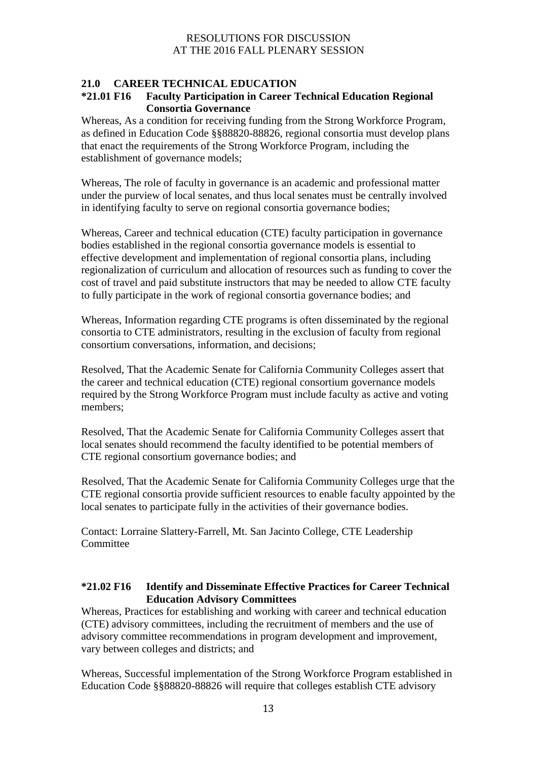## 21.0 CAREER TECHNICAL EDUCATION

### *21.01 F16 Faculty Participation in Career Technical Education Regional Consortia Governance

Whereas, As a condition for receiving funding from the Strong Workforce Program, as defined in Education Code §§88820-88826, regional consortia must develop plans that enact the requirements of the Strong Workforce Program, including the establishment of governance models;

Whereas, The role of faculty in governance is an academic and professional matter under the purview of local senates, and thus local senates must be centrally involved in identifying faculty to serve on regional consortia governance bodies;

Whereas, Career and technical education (CTE) faculty participation in governance bodies established in the regional consortia governance models is essential to effective development and implementation of regional consortia plans, including regionalization of curriculum and allocation of resources such as funding to cover the cost of travel and paid substitute instructors that may be needed to allow CTE faculty to fully participate in the work of regional consortia governance bodies; and

Whereas, Information regarding CTE programs is often disseminated by the regional consortia to CTE administrators, resulting in the exclusion of faculty from regional consortium conversations, information, and decisions;

Resolved, That the Academic Senate for California Community Colleges assert that the career and technical education (CTE) regional consortium governance models required by the Strong Workforce Program must include faculty as active and voting members;

Resolved, That the Academic Senate for California Community Colleges assert that local senates should recommend the faculty identified to be potential members of CTE regional consortium governance bodies; and

Resolved, That the Academic Senate for California Community Colleges urge that the CTE regional consortia provide sufficient resources to enable faculty appointed by the local senates to participate fully in the activities of their governance bodies.

Contact: Lorraine Slattery-Farrell, Mt. San Jacinto College, CTE Leadership Committee

### *21.02 F16 Identify and Disseminate Effective Practices for Career Technical Education Advisory Committees

Whereas, Practices for establishing and working with career and technical education (CTE) advisory committees, including the recruitment of members and the use of advisory committee recommendations in program development and improvement, vary between colleges and districts; and

Whereas, Successful implementation of the Strong Workforce Program established in Education Code §§88820-88826 will require that colleges establish CTE advisory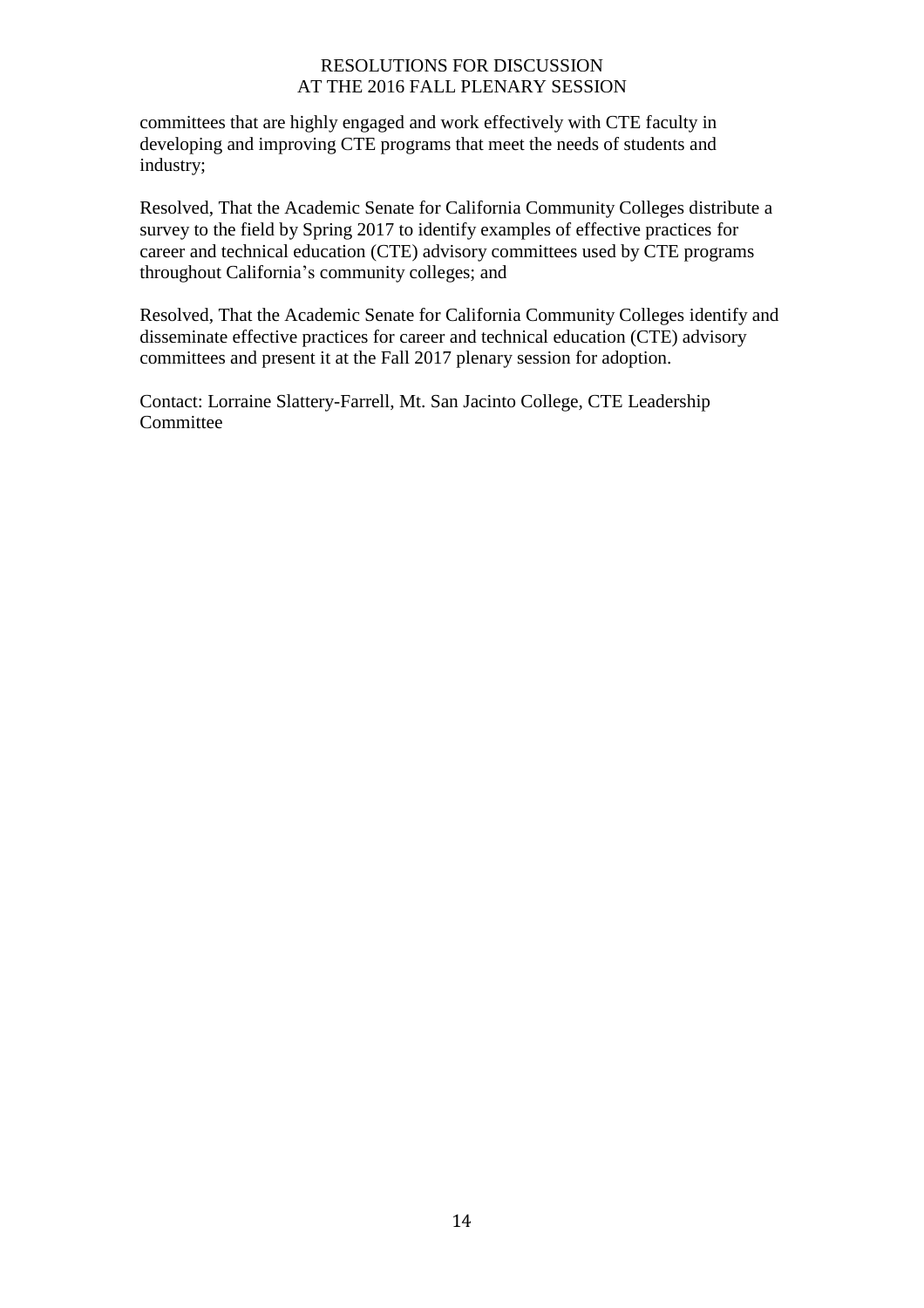committees that are highly engaged and work effectively with CTE faculty in developing and improving CTE programs that meet the needs of students and industry;

Resolved, That the Academic Senate for California Community Colleges distribute a survey to the field by Spring 2017 to identify examples of effective practices for career and technical education (CTE) advisory committees used by CTE programs throughout California's community colleges; and

Resolved, That the Academic Senate for California Community Colleges identify and disseminate effective practices for career and technical education (CTE) advisory committees and present it at the Fall 2017 plenary session for adoption.

Contact: Lorraine Slattery-Farrell, Mt. San Jacinto College, CTE Leadership Committee